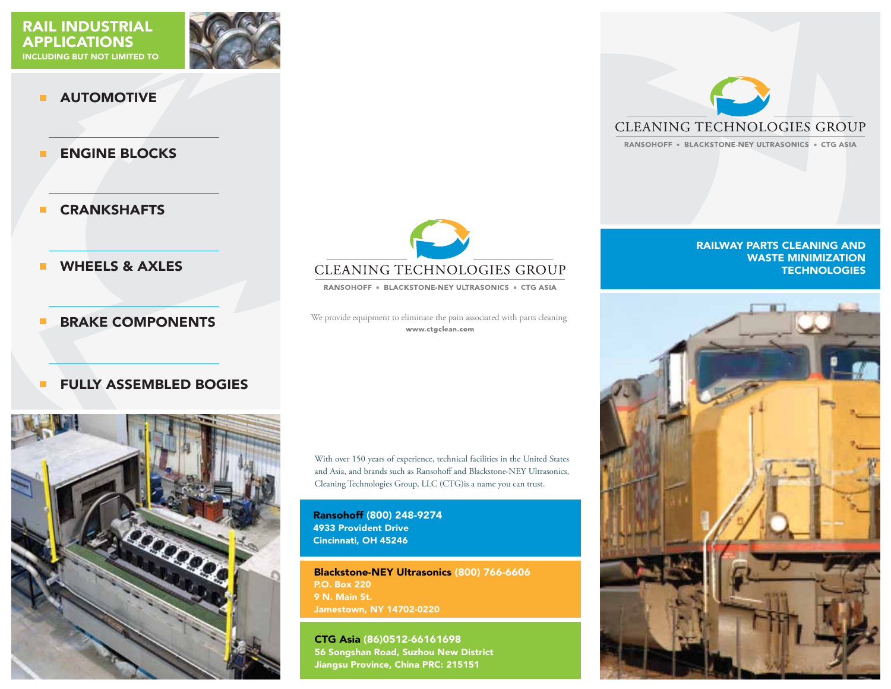## RAIL INDUSTRIAL APPLICATIONS

INCLUDING BUT NOT LIMITED TO

- AUTOMOTIVE
- ENGINE BLOCKS
- CRANKSHAFTS
- WHEELS & AXLES
- BRAKE COMPONENTS
- FULLY ASSEMBLED BOGIES

# CLEANING TECHNOLOGIES GROUP

RANSOHOFF • BLACKSTONE-NEY ULTRASONICS • CTG ASIA

We provide equipment to eliminate the pain associated with parts cleaning

**www.ctgclean.com**

With over 150 years of experience, technical facilities in the United States and Asia, and brands such as Ransohoff and Blackstone-NEY Ultrasonics, Cleaning Technologies Group, LLC (CTG)is a name you can trust.

**Ransohoff (800) 248-9274**
**4933 Provident Drive**
**Cincinnati, OH 45246**

**Blackstone-NEY Ultrasonics (800) 766-6606**
**P.O. Box 220**
**9 N. Main St.**
**Jamestown, NY 14702-0220**

**CTG Asia (86)0512-66161698**
**56 Songshan Road, Suzhou New District**
**Jiangsu Province, China PRC: 215151**

# CLEANING TECHNOLOGIES GROUP

RANSOHOFF • BLACKSTONE-NEY ULTRASONICS • CTG ASIA

## RAILWAY PARTS CLEANING AND WASTE MINIMIZATION TECHNOLOGIES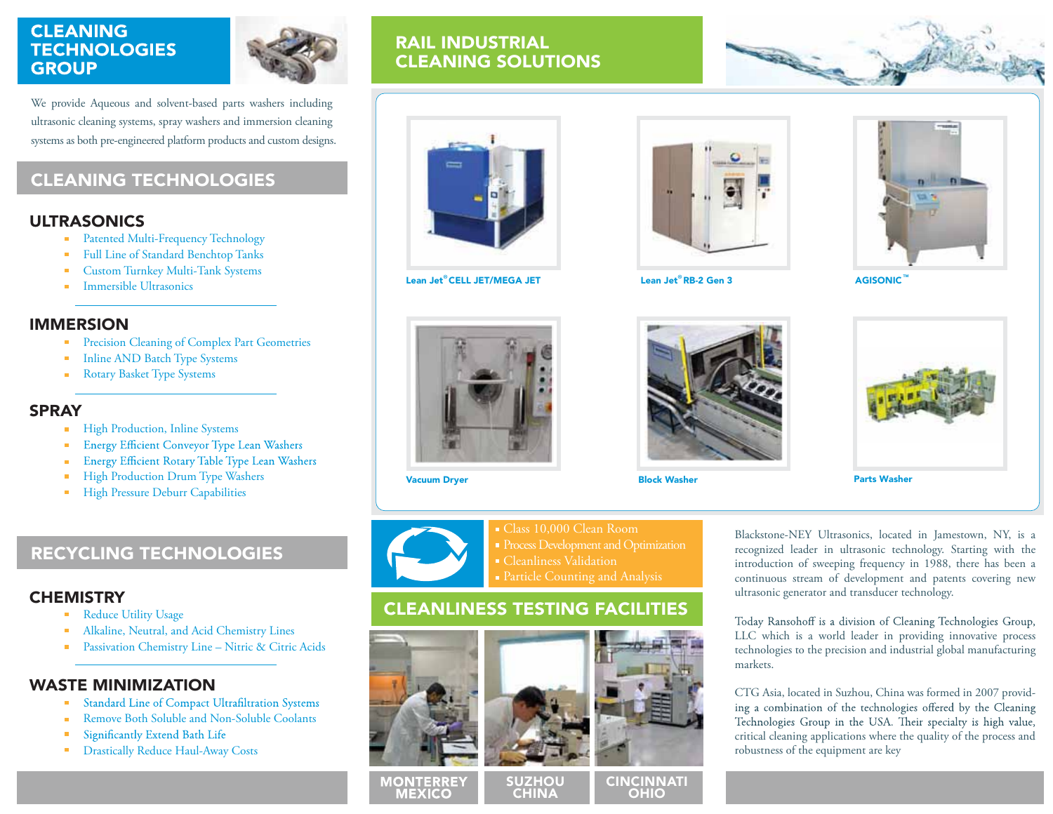# CLEANING TECHNOLOGIES GROUP

We provide Aqueous and solvent-based parts washers including ultrasonic cleaning systems, spray washers and immersion cleaning systems as both pre-engineered platform products and custom designs.

## CLEANING TECHNOLOGIES

### ULTRASONICS

- Patented Multi-Frequency Technology
- Full Line of Standard Benchtop Tanks
- Custom Turnkey Multi-Tank Systems
- Immersible Ultrasonics

### IMMERSION

- Precision Cleaning of Complex Part Geometries
- Inline AND Batch Type Systems
- Rotary Basket Type Systems

### SPRAY

- High Production, Inline Systems
- Energy Efficient Conveyor Type Lean Washers
- Energy Efficient Rotary Table Type Lean Washers
- High Production Drum Type Washers
- High Pressure Deburr Capabilities

## RECYCLING TECHNOLOGIES

### CHEMISTRY

- Reduce Utility Usage
- Alkaline, Neutral, and Acid Chemistry Lines
- Passivation Chemistry Line – Nitric & Citric Acids

### WASTE MINIMIZATION

- Standard Line of Compact Ultrafiltration Systems
- Remove Both Soluble and Non-Soluble Coolants
- Significantly Extend Bath Life
- Drastically Reduce Haul-Away Costs

# RAIL INDUSTRIAL CLEANING SOLUTIONS

Lean Jet® CELL JET/MEGA JET

Lean Jet® RB-2 Gen 3

AGISONIC™

Vacuum Dryer

Block Washer

Parts Washer

- Class 10,000 Clean Room
- Process Development and Optimization
- Cleanliness Validation
- Particle Counting and Analysis

## CLEANLINESS TESTING FACILITIES

MONTERREY MEXICO

SUZHOU CHINA

CINCINNATI OHIO

Blackstone-NEY Ultrasonics, located in Jamestown, NY, is a recognized leader in ultrasonic technology. Starting with the introduction of sweeping frequency in 1988, there has been a continuous stream of development and patents covering new ultrasonic generator and transducer technology.

Today Ransohoff is a division of Cleaning Technologies Group, LLC which is a world leader in providing innovative process technologies to the precision and industrial global manufacturing markets.

CTG Asia, located in Suzhou, China was formed in 2007 providing a combination of the technologies offered by the Cleaning Technologies Group in the USA. Their specialty is high value, critical cleaning applications where the quality of the process and robustness of the equipment are key